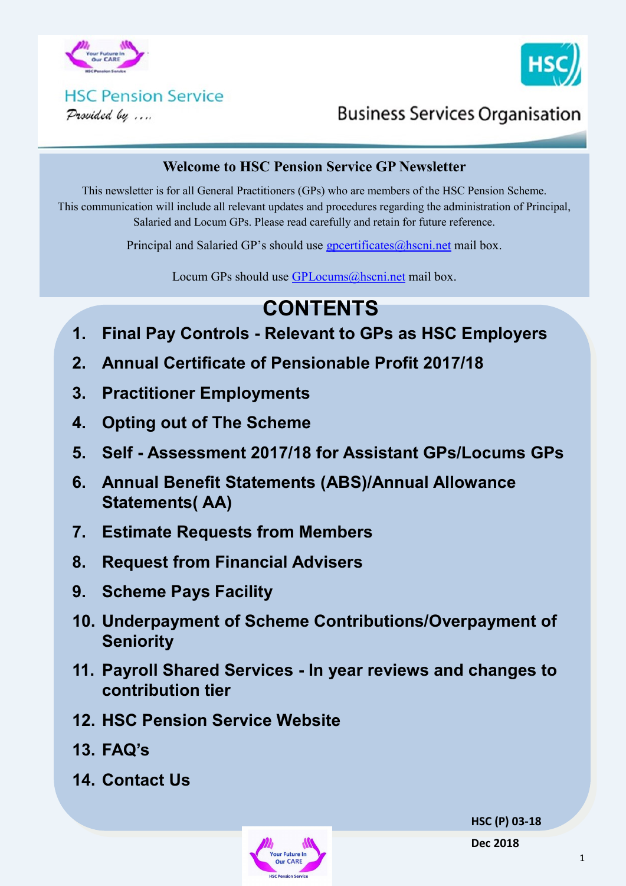HSC Pension Service

*Provided by ....*

Business Services Organisation

## Welcome to HSC Pension Service GP Newsletter

This newsletter is for all General Practitioners (GPs) who are members of the HSC Pension Scheme. This communication will include all relevant updates and procedures regarding the administration of Principal, Salaried and Locum GPs. Please read carefully and retain for future reference.

Principal and Salaried GP's should use gpcertificates@hscni.net mail box.

Locum GPs should use GPLocums@hscni.net mail box.

# CONTENTS

1. **Final Pay Controls - Relevant to GPs as HSC Employers**
2. **Annual Certificate of Pensionable Profit 2017/18**
3. **Practitioner Employments**
4. **Opting out of The Scheme**
5. **Self - Assessment 2017/18 for Assistant GPs/Locums GPs**
6. **Annual Benefit Statements (ABS)/Annual Allowance Statements( AA)**
7. **Estimate Requests from Members**
8. **Request from Financial Advisers**
9. **Scheme Pays Facility**
10. **Underpayment of Scheme Contributions/Overpayment of Seniority**
11. **Payroll Shared Services - In year reviews and changes to contribution tier**
12. **HSC Pension Service Website**
13. **FAQ's**
14. **Contact Us**

**HSC (P) 03-18**

**Dec 2018**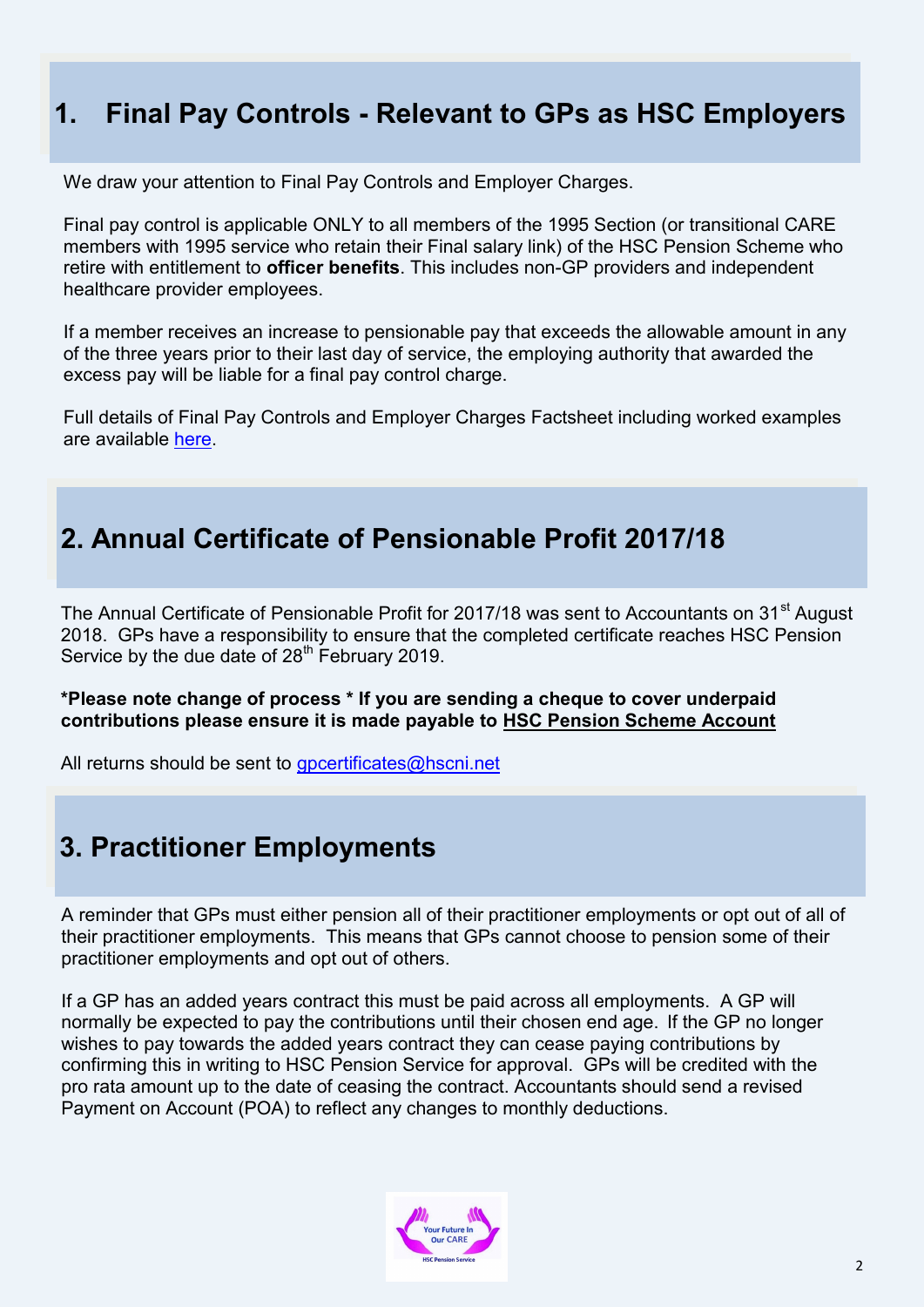## 1. Final Pay Controls - Relevant to GPs as HSC Employers

We draw your attention to Final Pay Controls and Employer Charges.

Final pay control is applicable ONLY to all members of the 1995 Section (or transitional CARE members with 1995 service who retain their Final salary link) of the HSC Pension Scheme who retire with entitlement to **officer benefits**. This includes non-GP providers and independent healthcare provider employees.

If a member receives an increase to pensionable pay that exceeds the allowable amount in any of the three years prior to their last day of service, the employing authority that awarded the excess pay will be liable for a final pay control charge.

Full details of Final Pay Controls and Employer Charges Factsheet including worked examples are available here.

## 2. Annual Certificate of Pensionable Profit 2017/18

The Annual Certificate of Pensionable Profit for 2017/18 was sent to Accountants on 31st August 2018. GPs have a responsibility to ensure that the completed certificate reaches HSC Pension Service by the due date of 28th February 2019.

***Please note change of process * If you are sending a cheque to cover underpaid contributions please ensure it is made payable to HSC Pension Scheme Account**

All returns should be sent to gpcertificates@hscni.net

## 3. Practitioner Employments

A reminder that GPs must either pension all of their practitioner employments or opt out of all of their practitioner employments. This means that GPs cannot choose to pension some of their practitioner employments and opt out of others.

If a GP has an added years contract this must be paid across all employments. A GP will normally be expected to pay the contributions until their chosen end age. If the GP no longer wishes to pay towards the added years contract they can cease paying contributions by confirming this in writing to HSC Pension Service for approval. GPs will be credited with the pro rata amount up to the date of ceasing the contract. Accountants should send a revised Payment on Account (POA) to reflect any changes to monthly deductions.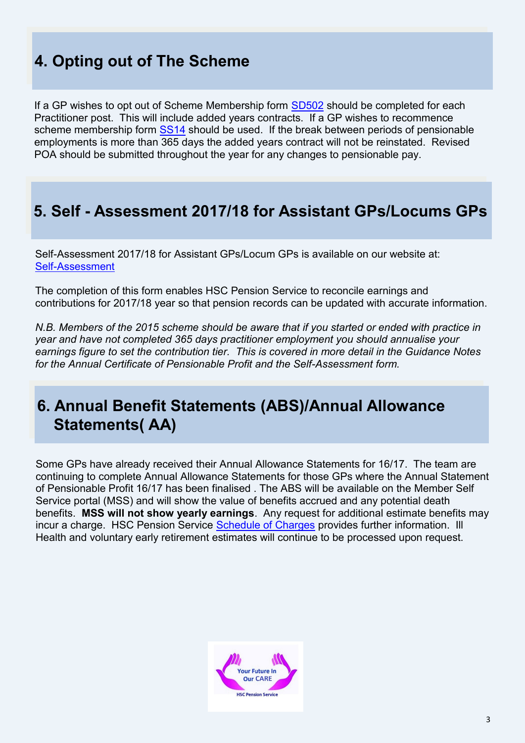## 4. Opting out of The Scheme

If a GP wishes to opt out of Scheme Membership form SD502 should be completed for each Practitioner post. This will include added years contracts. If a GP wishes to recommence scheme membership form SS14 should be used. If the break between periods of pensionable employments is more than 365 days the added years contract will not be reinstated. Revised POA should be submitted throughout the year for any changes to pensionable pay.

## 5. Self - Assessment 2017/18 for Assistant GPs/Locums GPs

Self-Assessment 2017/18 for Assistant GPs/Locum GPs is available on our website at: Self-Assessment

The completion of this form enables HSC Pension Service to reconcile earnings and contributions for 2017/18 year so that pension records can be updated with accurate information.

*N.B. Members of the 2015 scheme should be aware that if you started or ended with practice in year and have not completed 365 days practitioner employment you should annualise your earnings figure to set the contribution tier. This is covered in more detail in the Guidance Notes for the Annual Certificate of Pensionable Profit and the Self-Assessment form.*

## 6. Annual Benefit Statements (ABS)/Annual Allowance Statements( AA)

Some GPs have already received their Annual Allowance Statements for 16/17. The team are continuing to complete Annual Allowance Statements for those GPs where the Annual Statement of Pensionable Profit 16/17 has been finalised . The ABS will be available on the Member Self Service portal (MSS) and will show the value of benefits accrued and any potential death benefits. **MSS will not show yearly earnings**. Any request for additional estimate benefits may incur a charge. HSC Pension Service Schedule of Charges provides further information. Ill Health and voluntary early retirement estimates will continue to be processed upon request.

Your Future In Our CARE

HSC Pension Service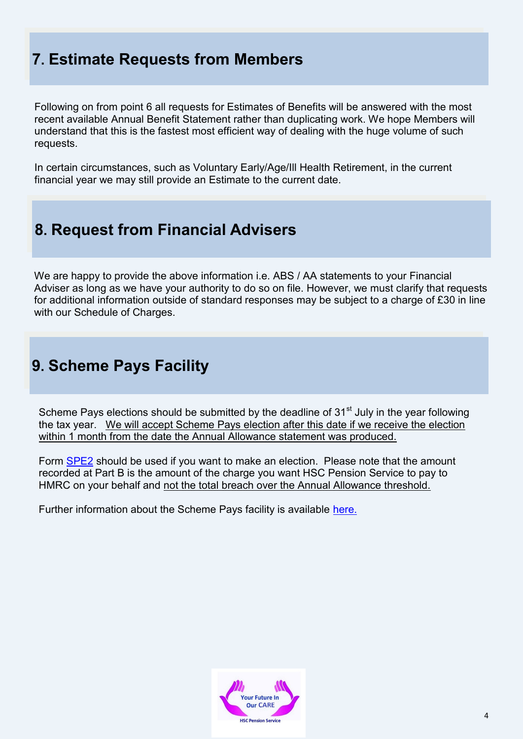## 7. Estimate Requests from Members

Following on from point 6 all requests for Estimates of Benefits will be answered with the most recent available Annual Benefit Statement rather than duplicating work. We hope Members will understand that this is the fastest most efficient way of dealing with the huge volume of such requests.

In certain circumstances, such as Voluntary Early/Age/Ill Health Retirement, in the current financial year we may still provide an Estimate to the current date.

## 8. Request from Financial Advisers

We are happy to provide the above information i.e. ABS / AA statements to your Financial Adviser as long as we have your authority to do so on file. However, we must clarify that requests for additional information outside of standard responses may be subject to a charge of £30 in line with our Schedule of Charges.

## 9. Scheme Pays Facility

Scheme Pays elections should be submitted by the deadline of 31st July in the year following the tax year. We will accept Scheme Pays election after this date if we receive the election within 1 month from the date the Annual Allowance statement was produced.

Form SPE2 should be used if you want to make an election. Please note that the amount recorded at Part B is the amount of the charge you want HSC Pension Service to pay to HMRC on your behalf and not the total breach over the Annual Allowance threshold.

Further information about the Scheme Pays facility is available here.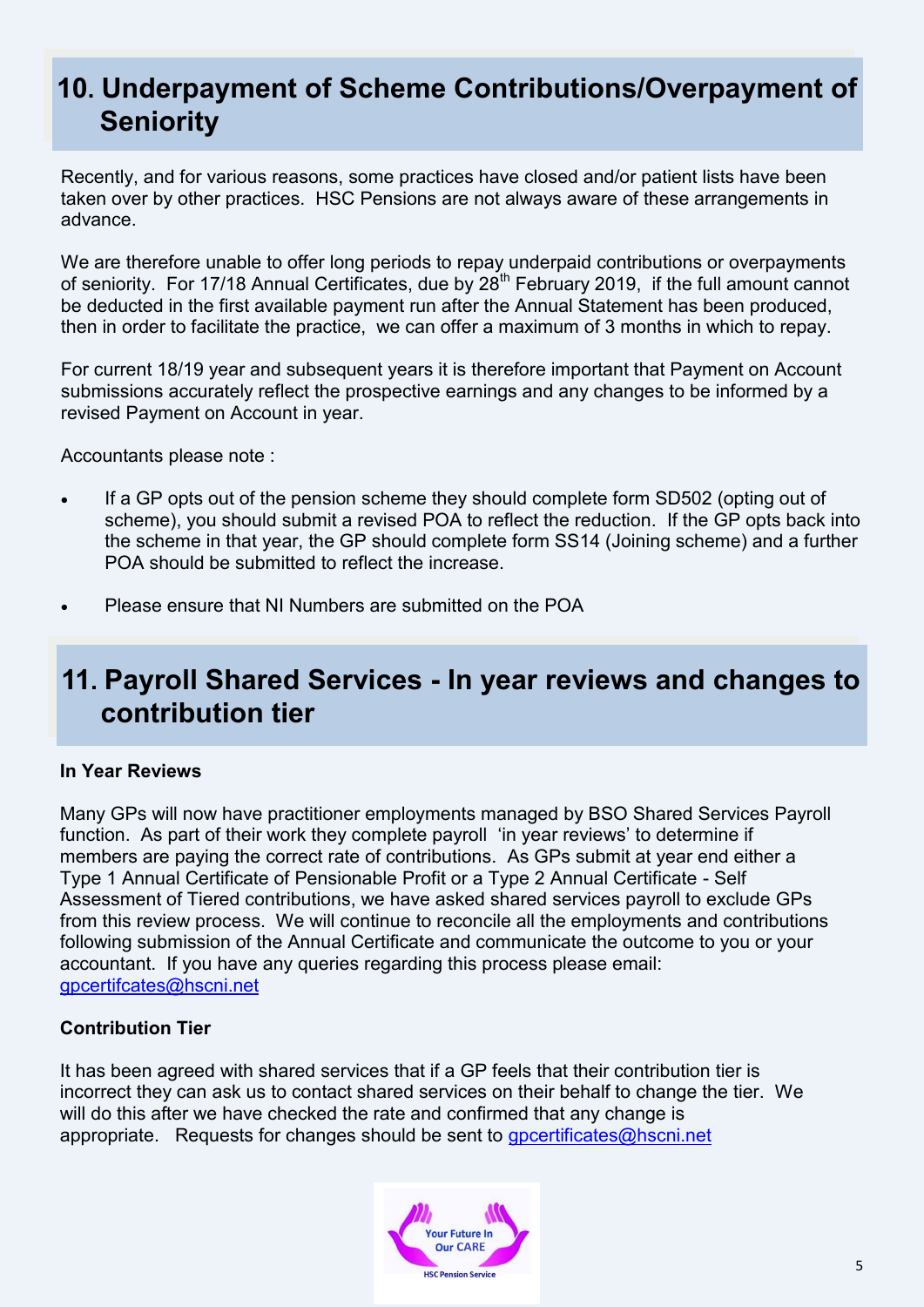## 10. Underpayment of Scheme Contributions/Overpayment of Seniority

Recently, and for various reasons, some practices have closed and/or patient lists have been taken over by other practices. HSC Pensions are not always aware of these arrangements in advance.

We are therefore unable to offer long periods to repay underpaid contributions or overpayments of seniority. For 17/18 Annual Certificates, due by 28th February 2019, if the full amount cannot be deducted in the first available payment run after the Annual Statement has been produced, then in order to facilitate the practice, we can offer a maximum of 3 months in which to repay.

For current 18/19 year and subsequent years it is therefore important that Payment on Account submissions accurately reflect the prospective earnings and any changes to be informed by a revised Payment on Account in year.

Accountants please note :

- If a GP opts out of the pension scheme they should complete form SD502 (opting out of scheme), you should submit a revised POA to reflect the reduction. If the GP opts back into the scheme in that year, the GP should complete form SS14 (Joining scheme) and a further POA should be submitted to reflect the increase.
- Please ensure that NI Numbers are submitted on the POA

## 11. Payroll Shared Services - In year reviews and changes to contribution tier

**In Year Reviews**

Many GPs will now have practitioner employments managed by BSO Shared Services Payroll function. As part of their work they complete payroll 'in year reviews' to determine if members are paying the correct rate of contributions. As GPs submit at year end either a Type 1 Annual Certificate of Pensionable Profit or a Type 2 Annual Certificate - Self Assessment of Tiered contributions, we have asked shared services payroll to exclude GPs from this review process. We will continue to reconcile all the employments and contributions following submission of the Annual Certificate and communicate the outcome to you or your accountant. If you have any queries regarding this process please email: gpcertifcates@hscni.net

**Contribution Tier**

It has been agreed with shared services that if a GP feels that their contribution tier is incorrect they can ask us to contact shared services on their behalf to change the tier. We will do this after we have checked the rate and confirmed that any change is appropriate. Requests for changes should be sent to gpcertificates@hscni.net

Your Future In Our CARE

HSC Pension Service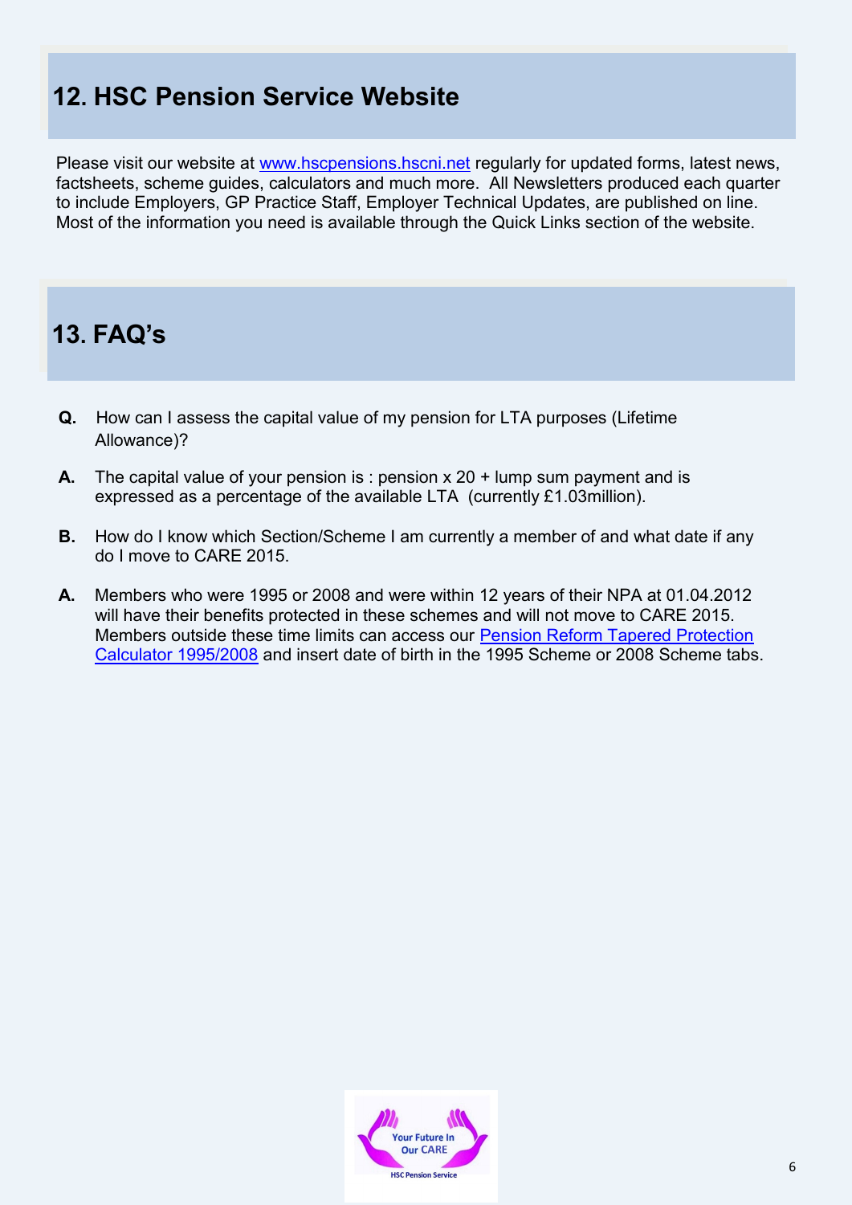## 12. HSC Pension Service Website

Please visit our website at www.hscpensions.hscni.net regularly for updated forms, latest news, factsheets, scheme guides, calculators and much more. All Newsletters produced each quarter to include Employers, GP Practice Staff, Employer Technical Updates, are published on line. Most of the information you need is available through the Quick Links section of the website.

## 13. FAQ's

**Q.** How can I assess the capital value of my pension for LTA purposes (Lifetime Allowance)?

**A.** The capital value of your pension is : pension x 20 + lump sum payment and is expressed as a percentage of the available LTA (currently £1.03million).

**B.** How do I know which Section/Scheme I am currently a member of and what date if any do I move to CARE 2015.

**A.** Members who were 1995 or 2008 and were within 12 years of their NPA at 01.04.2012 will have their benefits protected in these schemes and will not move to CARE 2015. Members outside these time limits can access our Pension Reform Tapered Protection Calculator 1995/2008 and insert date of birth in the 1995 Scheme or 2008 Scheme tabs.

Your Future In Our CARE

HSC Pension Service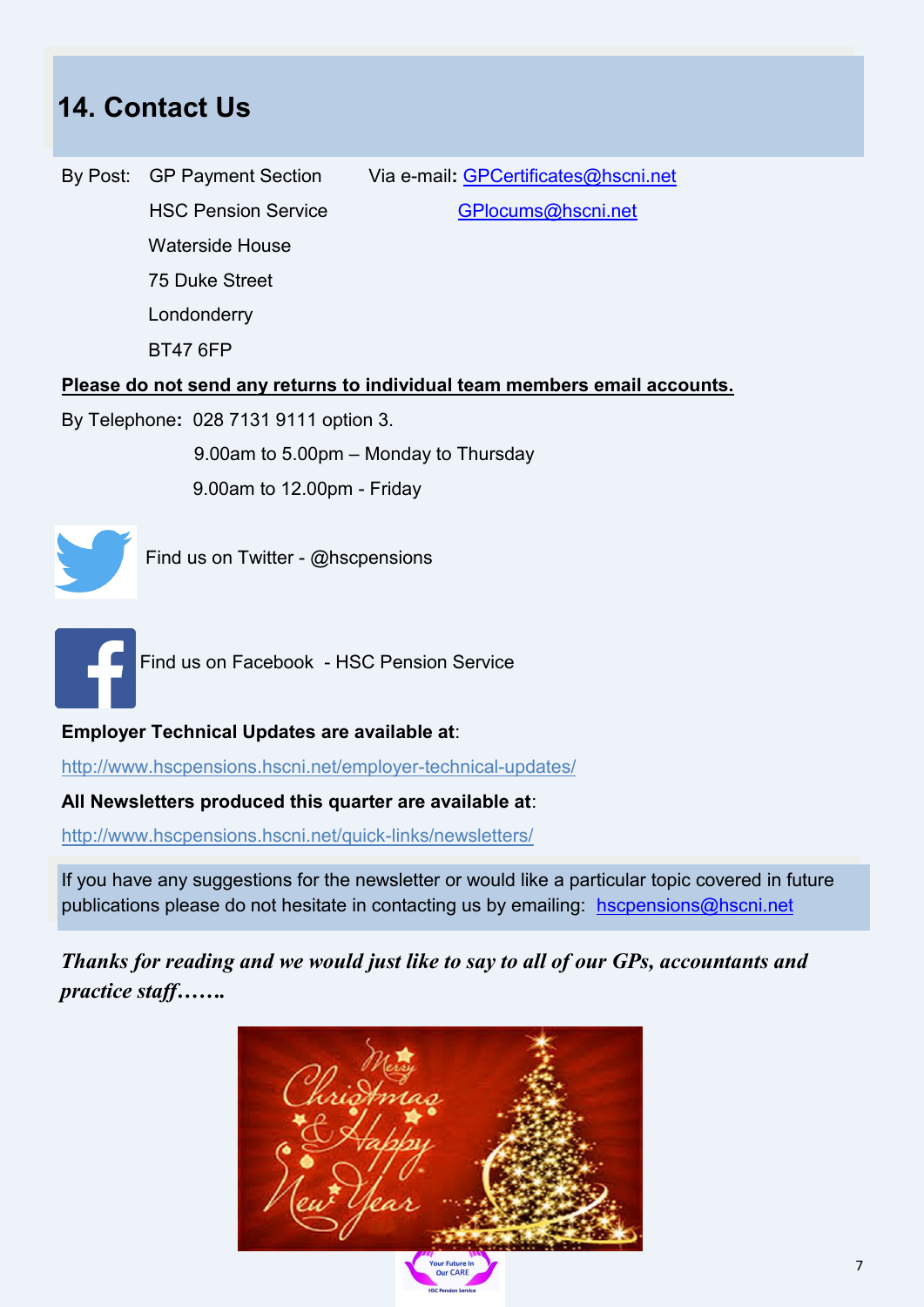## 14. Contact Us

By Post: GP Payment Section
HSC Pension Service
Waterside House
75 Duke Street
Londonderry
BT47 6FP

Via e-mail: GPCertificates@hscni.net
GPlocums@hscni.net

**Please do not send any returns to individual team members email accounts.**

By Telephone**:** 028 7131 9111 option 3.
9.00am to 5.00pm – Monday to Thursday
9.00am to 12.00pm - Friday

Find us on Twitter - @hscpensions

Find us on Facebook - HSC Pension Service

**Employer Technical Updates are available at**:

http://www.hscpensions.hscni.net/employer-technical-updates/

**All Newsletters produced this quarter are available at**:

http://www.hscpensions.hscni.net/quick-links/newsletters/

If you have any suggestions for the newsletter or would like a particular topic covered in future publications please do not hesitate in contacting us by emailing: hscpensions@hscni.net

***Thanks for reading and we would just like to say to all of our GPs, accountants and practice staff…….***